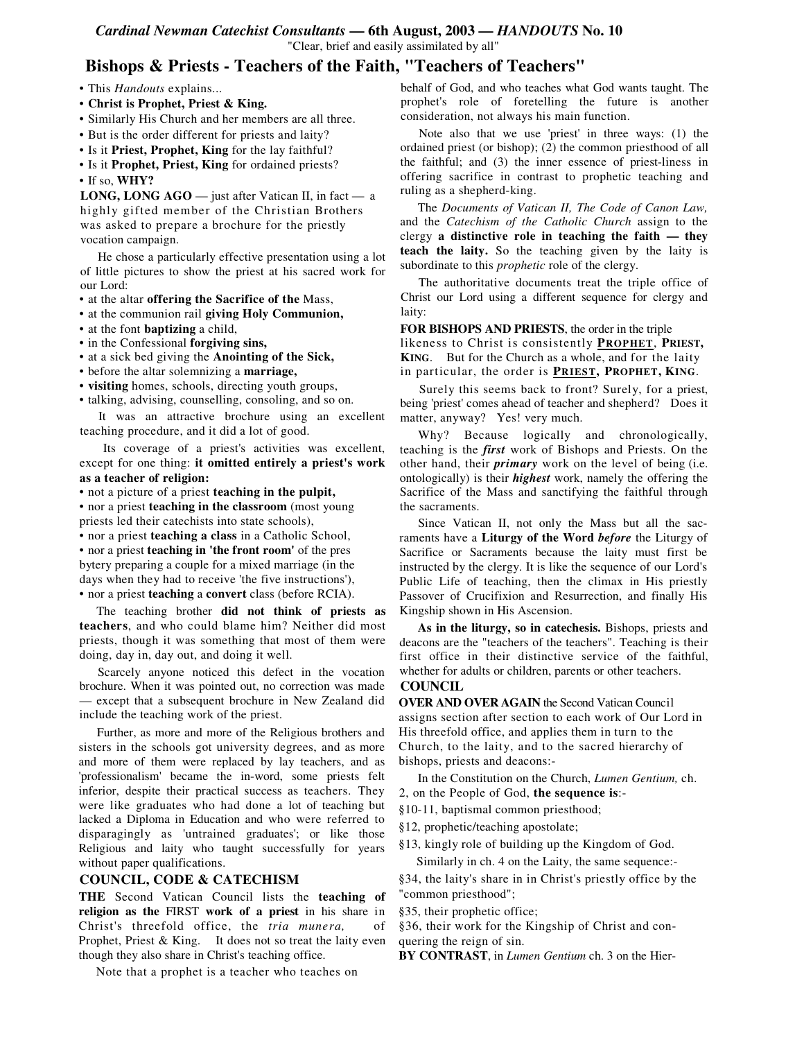*Cardinal Newman Catechist Consultants* **— 6th August, 2003 —** ***HANDOUTS*** **No. 10**

"Clear, brief and easily assimilated by all"

# Bishops & Priests - Teachers of the Faith, "Teachers of Teachers"

- This *Handouts* explains...
- **Christ is Prophet, Priest & King.**
- Similarly His Church and her members are all three.
- But is the order different for priests and laity?
- Is it **Priest, Prophet, King** for the lay faithful?
- Is it **Prophet, Priest, King** for ordained priests?
- If so, **WHY?**

**LONG, LONG AGO** — just after Vatican II, in fact — a highly gifted member of the Christian Brothers was asked to prepare a brochure for the priestly vocation campaign.

He chose a particularly effective presentation using a lot of little pictures to show the priest at his sacred work for our Lord:

- at the altar **offering the Sacrifice of the** Mass,
- at the communion rail **giving Holy Communion,**
- at the font **baptizing** a child,
- in the Confessional **forgiving sins,**
- at a sick bed giving the **Anointing of the Sick,**
- before the altar solemnizing a **marriage,**
- **visiting** homes, schools, directing youth groups,
- talking, advising, counselling, consoling, and so on.

It was an attractive brochure using an excellent teaching procedure, and it did a lot of good.

Its coverage of a priest's activities was excellent, except for one thing: **it omitted entirely a priest's work as a teacher of religion:**

- not a picture of a priest **teaching in the pulpit,**
- nor a priest **teaching in the classroom** (most young priests led their catechists into state schools),
- nor a priest **teaching a class** in a Catholic School,
- nor a priest **teaching in 'the front room'** of the presbytery preparing a couple for a mixed marriage (in the days when they had to receive 'the five instructions'),
- nor a priest **teaching** a **convert** class (before RCIA).

The teaching brother **did not think of priests as teachers**, and who could blame him? Neither did most priests, though it was something that most of them were doing, day in, day out, and doing it well.

Scarcely anyone noticed this defect in the vocation brochure. When it was pointed out, no correction was made — except that a subsequent brochure in New Zealand did include the teaching work of the priest.

Further, as more and more of the Religious brothers and sisters in the schools got university degrees, and as more and more of them were replaced by lay teachers, and as 'professionalism' became the in-word, some priests felt inferior, despite their practical success as teachers. They were like graduates who had done a lot of teaching but lacked a Diploma in Education and who were referred to disparagingly as 'untrained graduates'; or like those Religious and laity who taught successfully for years without paper qualifications.

## COUNCIL, CODE & CATECHISM

**THE** Second Vatican Council lists the **teaching of religion as the** FIRST **work of a priest** in his share in Christ's threefold office, the *tria munera,* of Prophet, Priest & King. It does not so treat the laity even though they also share in Christ's teaching office.

Note that a prophet is a teacher who teaches on behalf of God, and who teaches what God wants taught. The prophet's role of foretelling the future is another consideration, not always his main function.

Note also that we use 'priest' in three ways: (1) the ordained priest (or bishop); (2) the common priesthood of all the faithful; and (3) the inner essence of priest-liness in offering sacrifice in contrast to prophetic teaching and ruling as a shepherd-king.

The *Documents of Vatican II, The Code of Canon Law,* and the *Catechism of the Catholic Church* assign to the clergy **a distinctive role in teaching the faith — they teach the laity.** So the teaching given by the laity is subordinate to this *prophetic* role of the clergy.

The authoritative documents treat the triple office of Christ our Lord using a different sequence for clergy and laity:

**FOR BISHOPS AND PRIESTS**, the order in the triple likeness to Christ is consistently **PROPHET**, **PRIEST, KING**. But for the Church as a whole, and for the laity in particular, the order is **PRIEST, PROPHET, KING**.

Surely this seems back to front? Surely, for a priest, being 'priest' comes ahead of teacher and shepherd? Does it matter, anyway? Yes! very much.

Why? Because logically and chronologically, teaching is the ***first*** work of Bishops and Priests. On the other hand, their ***primary*** work on the level of being (i.e. ontologically) is their ***highest*** work, namely the offering the Sacrifice of the Mass and sanctifying the faithful through the sacraments.

Since Vatican II, not only the Mass but all the sacraments have a **Liturgy of the Word** ***before*** the Liturgy of Sacrifice or Sacraments because the laity must first be instructed by the clergy. It is like the sequence of our Lord's Public Life of teaching, then the climax in His priestly Passover of Crucifixion and Resurrection, and finally His Kingship shown in His Ascension.

**As in the liturgy, so in catechesis.** Bishops, priests and deacons are the "teachers of the teachers". Teaching is their first office in their distinctive service of the faithful, whether for adults or children, parents or other teachers.

## COUNCIL

**OVER AND OVER AGAIN** the Second Vatican Council assigns section after section to each work of Our Lord in His threefold office, and applies them in turn to the Church, to the laity, and to the sacred hierarchy of bishops, priests and deacons:-

In the Constitution on the Church, *Lumen Gentium,* ch. 2, on the People of God, **the sequence is**:-

§10-11, baptismal common priesthood;

§12, prophetic/teaching apostolate;

§13, kingly role of building up the Kingdom of God.

Similarly in ch. 4 on the Laity, the same sequence:-

§34, the laity's share in in Christ's priestly office by the "common priesthood";

§35, their prophetic office;

§36, their work for the Kingship of Christ and conquering the reign of sin.

**BY CONTRAST**, in *Lumen Gentium* ch. 3 on the Hier-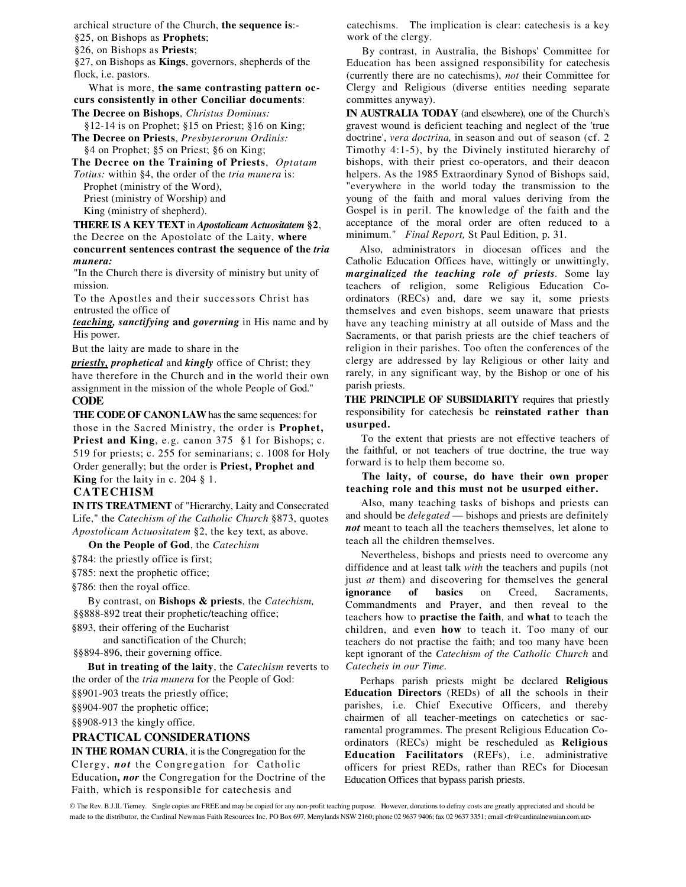archical structure of the Church, **the sequence is**:-

§25, on Bishops as **Prophets**;

§26, on Bishops as **Priests**;

§27, on Bishops as **Kings**, governors, shepherds of the flock, i.e. pastors.

What is more, **the same contrasting pattern occurs consistently in other Conciliar documents**:

**The Decree on Bishops**, *Christus Dominus:*
§12-14 is on Prophet; §15 on Priest; §16 on King;

**The Decree on Priests**, *Presbyterorum Ordinis:*
§4 on Prophet; §5 on Priest; §6 on King;

**The Decree on the Training of Priests**, *Optatam Totius:* within §4, the order of the *tria munera* is:
Prophet (ministry of the Word),
Priest (ministry of Worship) and
King (ministry of shepherd).

**THERE IS A KEY TEXT** in ***Apostolicam Actuositatem* §2**, the Decree on the Apostolate of the Laity, **where concurrent sentences contrast the sequence of the *tria munera:***

"In the Church there is diversity of ministry but unity of mission.

To the Apostles and their successors Christ has entrusted the office of
***teaching*, *sanctifying* and *governing*** in His name and by His power.

But the laity are made to share in the
***priestly*, *prophetical*** and ***kingly*** office of Christ; they have therefore in the Church and in the world their own assignment in the mission of the whole People of God."

## CODE

**THE CODE OF CANON LAW** has the same sequences: for those in the Sacred Ministry, the order is **Prophet, Priest and King**, e.g. canon 375 §1 for Bishops; c. 519 for priests; c. 255 for seminarians; c. 1008 for Holy Order generally; but the order is **Priest, Prophet and King** for the laity in c. 204 § 1.

## CATECHISM

**IN ITS TREATMENT** of "Hierarchy, Laity and Consecrated Life," the *Catechism of the Catholic Church* §873, quotes *Apostolicam Actuositatem* §2, the key text, as above.

**On the People of God**, the *Catechism*

§784: the priestly office is first;

§785: next the prophetic office;

§786: then the royal office.

By contrast, on **Bishops & priests**, the *Catechism,*

§§888-892 treat their prophetic/teaching office;

§893, their offering of the Eucharist
and sanctification of the Church;

§§894-896, their governing office.

**But in treating of the laity**, the *Catechism* reverts to the order of the *tria munera* for the People of God:

§§901-903 treats the priestly office;

§§904-907 the prophetic office;

§§908-913 the kingly office.

## PRACTICAL CONSIDERATIONS

**IN THE ROMAN CURIA**, it is the Congregation for the Clergy, ***not*** the Congregation for Catholic Education**, *nor*** the Congregation for the Doctrine of the Faith, which is responsible for catechesis and catechisms. The implication is clear: catechesis is a key work of the clergy.

By contrast, in Australia, the Bishops' Committee for Education has been assigned responsibility for catechesis (currently there are no catechisms), *not* their Committee for Clergy and Religious (diverse entities needing separate committes anyway).

**IN AUSTRALIA TODAY** (and elsewhere), one of the Church's gravest wound is deficient teaching and neglect of the 'true doctrine', *vera doctrina,* in season and out of season (cf. 2 Timothy 4:1-5), by the Divinely instituted hierarchy of bishops, with their priest co-operators, and their deacon helpers. As the 1985 Extraordinary Synod of Bishops said, "everywhere in the world today the transmission to the young of the faith and moral values deriving from the Gospel is in peril. The knowledge of the faith and the acceptance of the moral order are often reduced to a minimum." *Final Report,* St Paul Edition, p. 31.

Also, administrators in diocesan offices and the Catholic Education Offices have, wittingly or unwittingly, ***marginalized the teaching role of priests***. Some lay teachers of religion, some Religious Education Co-ordinators (RECs) and, dare we say it, some priests themselves and even bishops, seem unaware that priests have any teaching ministry at all outside of Mass and the Sacraments, or that parish priests are the chief teachers of religion in their parishes. Too often the conferences of the clergy are addressed by lay Religious or other laity and rarely, in any significant way, by the Bishop or one of his parish priests.

**THE PRINCIPLE OF SUBSIDIARITY** requires that priestly responsibility for catechesis be **reinstated rather than usurped.**

To the extent that priests are not effective teachers of the faithful, or not teachers of true doctrine, the true way forward is to help them become so.

**The laity, of course, do have their own proper teaching role and this must not be usurped either.**

Also, many teaching tasks of bishops and priests can and should be *delegated* — bishops and priests are definitely ***not*** meant to teach all the teachers themselves, let alone to teach all the children themselves.

Nevertheless, bishops and priests need to overcome any diffidence and at least talk *with* the teachers and pupils (not just *at* them) and discovering for themselves the general **ignorance of basics** on Creed, Sacraments, Commandments and Prayer, and then reveal to the teachers how to **practise the faith**, and **what** to teach the children, and even **how** to teach it. Too many of our teachers do not practise the faith; and too many have been kept ignorant of the *Catechism of the Catholic Church* and *Catecheis in our Time*.

Perhaps parish priests might be declared **Religious Education Directors** (REDs) of all the schools in their parishes, i.e. Chief Executive Officers, and thereby chairmen of all teacher-meetings on catechetics or sacramental programmes. The present Religious Education Co-ordinators (RECs) might be rescheduled as **Religious Education Facilitators** (REFs), i.e. administrative officers for priest REDs, rather than RECs for Diocesan Education Offices that bypass parish priests.

© The Rev. B.J.IL Tierney. Single copies are FREE and may be copied for any non-profit teaching purpose. However, donations to defray costs are greatly appreciated and should be made to the distributor, the Cardinal Newman Faith Resources Inc. PO Box 697, Merrylands NSW 2160; phone 02 9637 9406; fax 02 9637 3351; email <fr@cardinalnewnian.com.au>